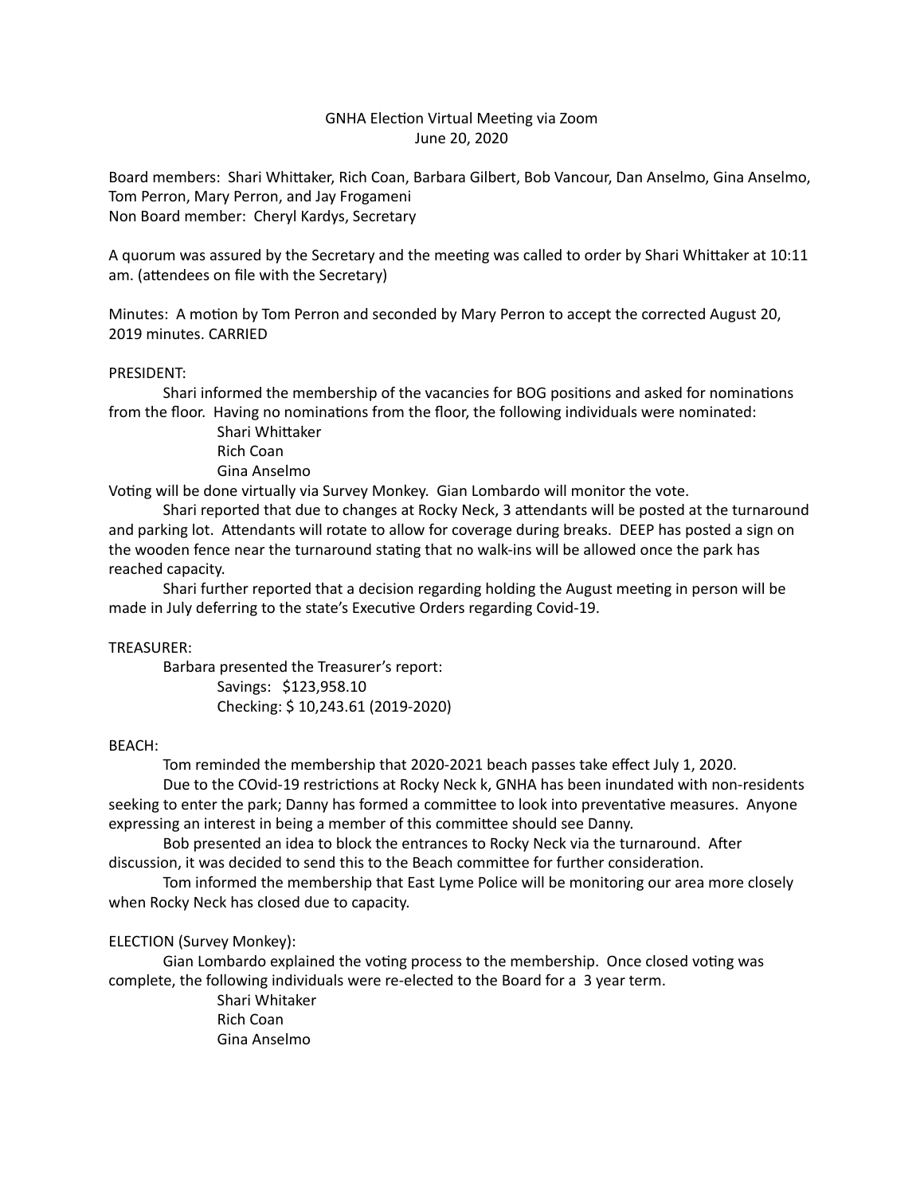GNHA Election Virtual Meeting via Zoom
June 20, 2020

Board members: Shari Whittaker, Rich Coan, Barbara Gilbert, Bob Vancour, Dan Anselmo, Gina Anselmo, Tom Perron, Mary Perron, and Jay Frogameni
Non Board member: Cheryl Kardys, Secretary

A quorum was assured by the Secretary and the meeting was called to order by Shari Whittaker at 10:11 am. (attendees on file with the Secretary)

Minutes: A motion by Tom Perron and seconded by Mary Perron to accept the corrected August 20, 2019 minutes. CARRIED

PRESIDENT:

Shari informed the membership of the vacancies for BOG positions and asked for nominations from the floor. Having no nominations from the floor, the following individuals were nominated:

Shari Whittaker
Rich Coan
Gina Anselmo

Voting will be done virtually via Survey Monkey. Gian Lombardo will monitor the vote.

Shari reported that due to changes at Rocky Neck, 3 attendants will be posted at the turnaround and parking lot. Attendants will rotate to allow for coverage during breaks. DEEP has posted a sign on the wooden fence near the turnaround stating that no walk-ins will be allowed once the park has reached capacity.

Shari further reported that a decision regarding holding the August meeting in person will be made in July deferring to the state's Executive Orders regarding Covid-19.

TREASURER:

Barbara presented the Treasurer's report:

Savings: $123,958.10
Checking: $ 10,243.61 (2019-2020)

BEACH:

Tom reminded the membership that 2020-2021 beach passes take effect July 1, 2020.

Due to the COvid-19 restrictions at Rocky Neck k, GNHA has been inundated with non-residents seeking to enter the park; Danny has formed a committee to look into preventative measures. Anyone expressing an interest in being a member of this committee should see Danny.

Bob presented an idea to block the entrances to Rocky Neck via the turnaround. After discussion, it was decided to send this to the Beach committee for further consideration.

Tom informed the membership that East Lyme Police will be monitoring our area more closely when Rocky Neck has closed due to capacity.

ELECTION (Survey Monkey):

Gian Lombardo explained the voting process to the membership. Once closed voting was complete, the following individuals were re-elected to the Board for a 3 year term.

Shari Whitaker
Rich Coan
Gina Anselmo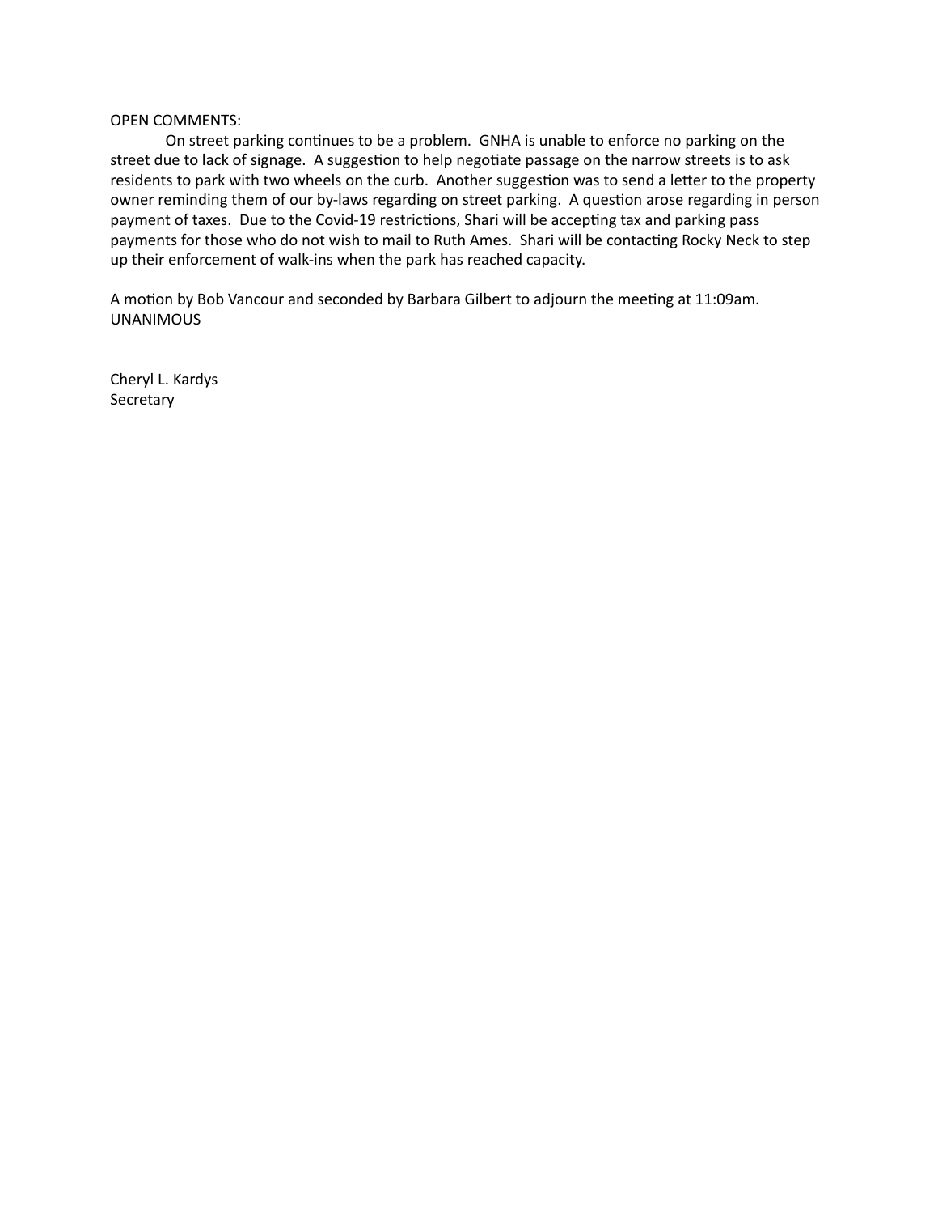OPEN COMMENTS:

On street parking continues to be a problem. GNHA is unable to enforce no parking on the street due to lack of signage. A suggestion to help negotiate passage on the narrow streets is to ask residents to park with two wheels on the curb. Another suggestion was to send a letter to the property owner reminding them of our by-laws regarding on street parking. A question arose regarding in person payment of taxes. Due to the Covid-19 restrictions, Shari will be accepting tax and parking pass payments for those who do not wish to mail to Ruth Ames. Shari will be contacting Rocky Neck to step up their enforcement of walk-ins when the park has reached capacity.

A motion by Bob Vancour and seconded by Barbara Gilbert to adjourn the meeting at 11:09am. UNANIMOUS

Cheryl L. Kardys
Secretary